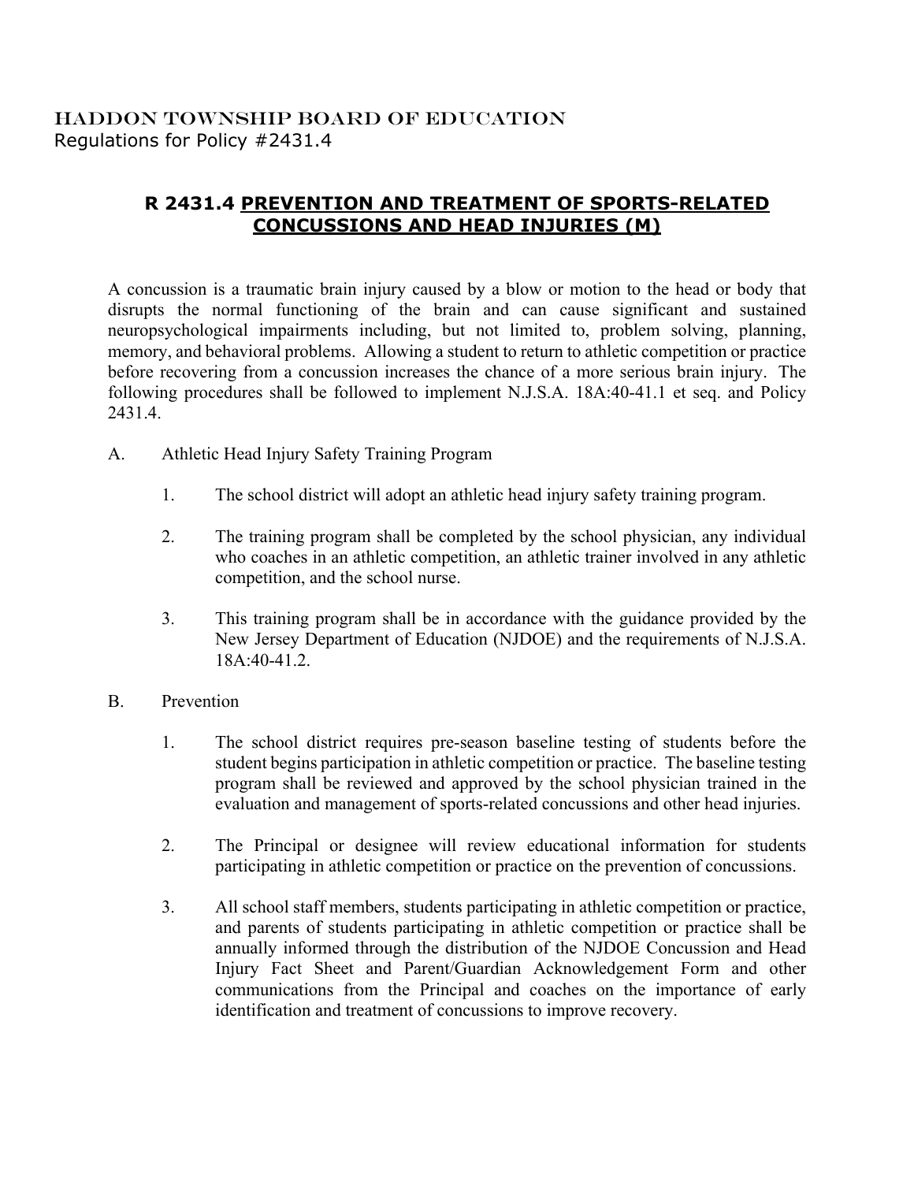HADDON TOWNSHIP BOARD OF EDUCATION
Regulations for Policy #2431.4

# R 2431.4 PREVENTION AND TREATMENT OF SPORTS-RELATED CONCUSSIONS AND HEAD INJURIES (M)

A concussion is a traumatic brain injury caused by a blow or motion to the head or body that disrupts the normal functioning of the brain and can cause significant and sustained neuropsychological impairments including, but not limited to, problem solving, planning, memory, and behavioral problems. Allowing a student to return to athletic competition or practice before recovering from a concussion increases the chance of a more serious brain injury. The following procedures shall be followed to implement N.J.S.A. 18A:40-41.1 et seq. and Policy 2431.4.

A. Athletic Head Injury Safety Training Program

1. The school district will adopt an athletic head injury safety training program.

2. The training program shall be completed by the school physician, any individual who coaches in an athletic competition, an athletic trainer involved in any athletic competition, and the school nurse.

3. This training program shall be in accordance with the guidance provided by the New Jersey Department of Education (NJDOE) and the requirements of N.J.S.A. 18A:40-41.2.

B. Prevention

1. The school district requires pre-season baseline testing of students before the student begins participation in athletic competition or practice. The baseline testing program shall be reviewed and approved by the school physician trained in the evaluation and management of sports-related concussions and other head injuries.

2. The Principal or designee will review educational information for students participating in athletic competition or practice on the prevention of concussions.

3. All school staff members, students participating in athletic competition or practice, and parents of students participating in athletic competition or practice shall be annually informed through the distribution of the NJDOE Concussion and Head Injury Fact Sheet and Parent/Guardian Acknowledgement Form and other communications from the Principal and coaches on the importance of early identification and treatment of concussions to improve recovery.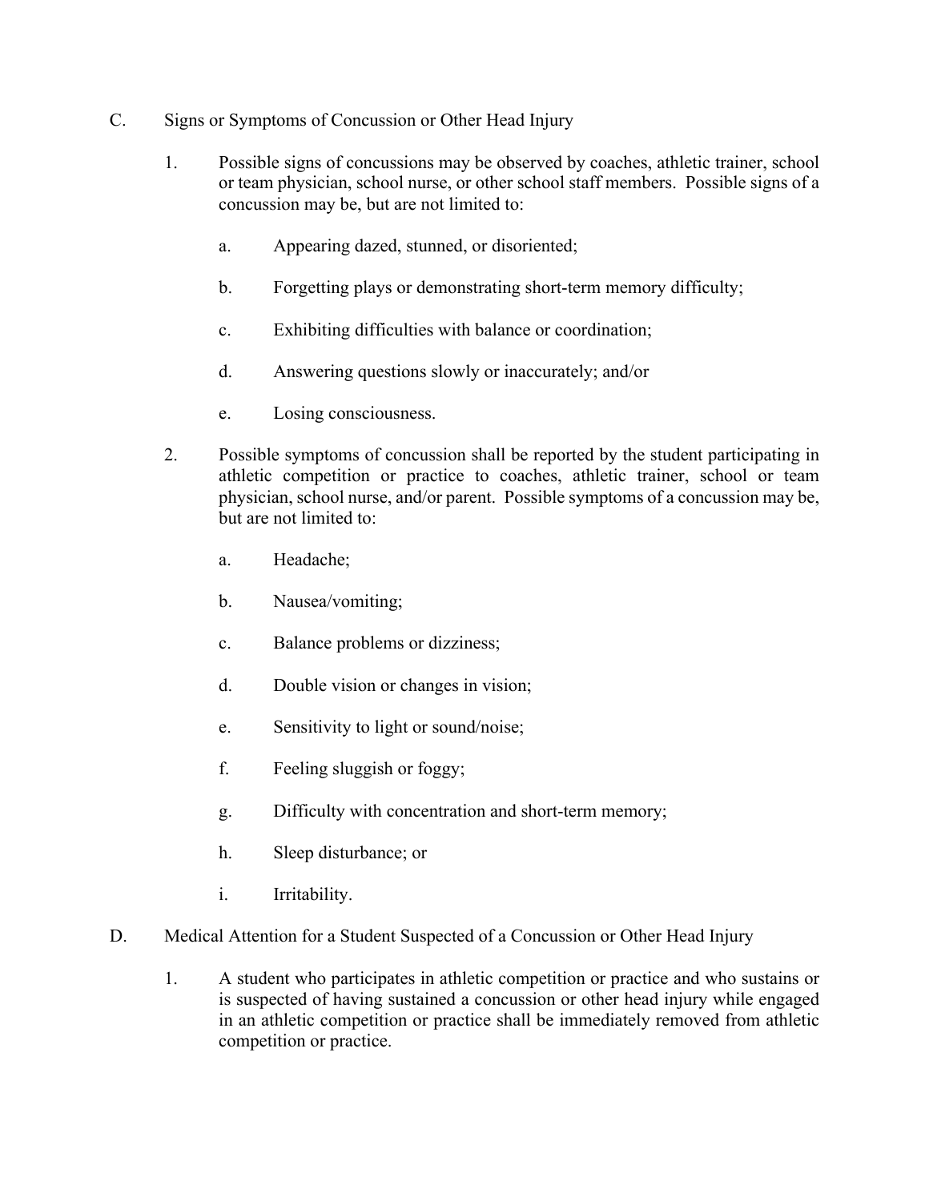C. Signs or Symptoms of Concussion or Other Head Injury

1. Possible signs of concussions may be observed by coaches, athletic trainer, school or team physician, school nurse, or other school staff members. Possible signs of a concussion may be, but are not limited to:

   a. Appearing dazed, stunned, or disoriented;

   b. Forgetting plays or demonstrating short-term memory difficulty;

   c. Exhibiting difficulties with balance or coordination;

   d. Answering questions slowly or inaccurately; and/or

   e. Losing consciousness.

2. Possible symptoms of concussion shall be reported by the student participating in athletic competition or practice to coaches, athletic trainer, school or team physician, school nurse, and/or parent. Possible symptoms of a concussion may be, but are not limited to:

   a. Headache;

   b. Nausea/vomiting;

   c. Balance problems or dizziness;

   d. Double vision or changes in vision;

   e. Sensitivity to light or sound/noise;

   f. Feeling sluggish or foggy;

   g. Difficulty with concentration and short-term memory;

   h. Sleep disturbance; or

   i. Irritability.

D. Medical Attention for a Student Suspected of a Concussion or Other Head Injury

1. A student who participates in athletic competition or practice and who sustains or is suspected of having sustained a concussion or other head injury while engaged in an athletic competition or practice shall be immediately removed from athletic competition or practice.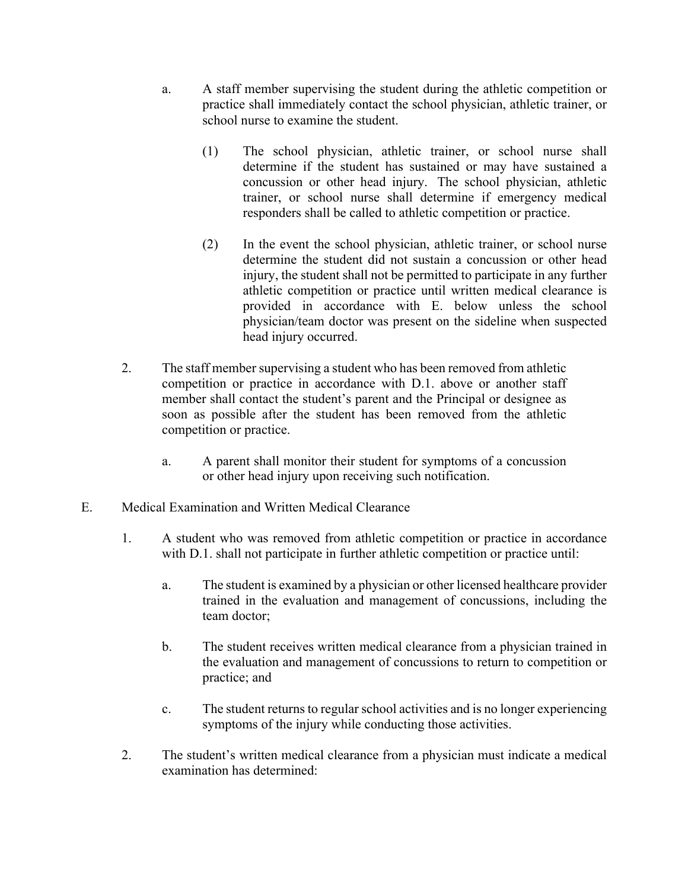a. A staff member supervising the student during the athletic competition or practice shall immediately contact the school physician, athletic trainer, or school nurse to examine the student.

   (1) The school physician, athletic trainer, or school nurse shall determine if the student has sustained or may have sustained a concussion or other head injury. The school physician, athletic trainer, or school nurse shall determine if emergency medical responders shall be called to athletic competition or practice.

   (2) In the event the school physician, athletic trainer, or school nurse determine the student did not sustain a concussion or other head injury, the student shall not be permitted to participate in any further athletic competition or practice until written medical clearance is provided in accordance with E. below unless the school physician/team doctor was present on the sideline when suspected head injury occurred.

2. The staff member supervising a student who has been removed from athletic competition or practice in accordance with D.1. above or another staff member shall contact the student's parent and the Principal or designee as soon as possible after the student has been removed from the athletic competition or practice.

   a. A parent shall monitor their student for symptoms of a concussion or other head injury upon receiving such notification.

E. Medical Examination and Written Medical Clearance

1. A student who was removed from athletic competition or practice in accordance with D.1. shall not participate in further athletic competition or practice until:

   a. The student is examined by a physician or other licensed healthcare provider trained in the evaluation and management of concussions, including the team doctor;

   b. The student receives written medical clearance from a physician trained in the evaluation and management of concussions to return to competition or practice; and

   c. The student returns to regular school activities and is no longer experiencing symptoms of the injury while conducting those activities.

2. The student's written medical clearance from a physician must indicate a medical examination has determined: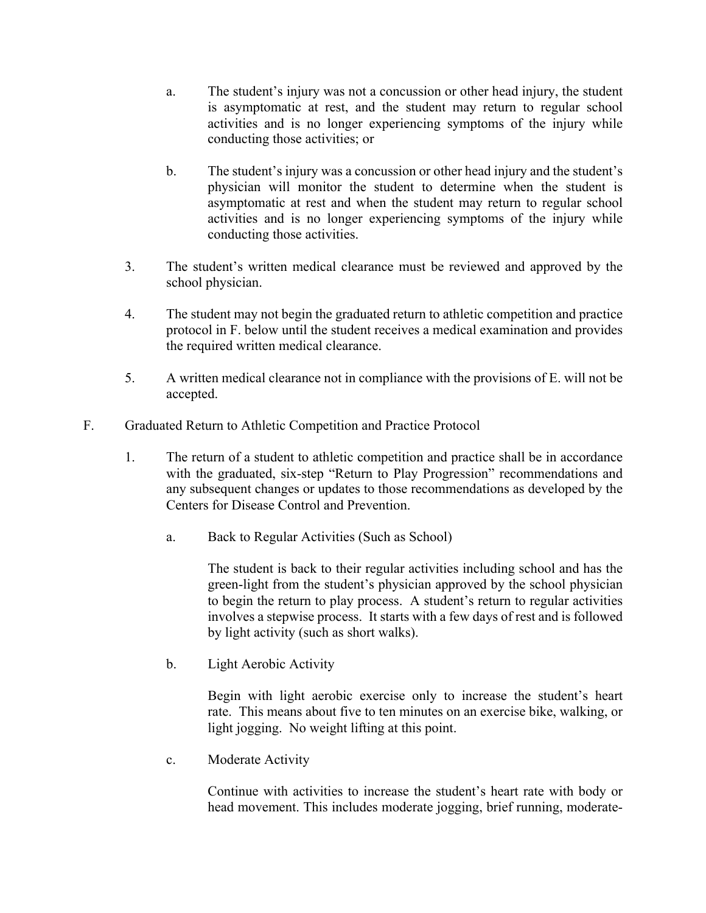a. The student's injury was not a concussion or other head injury, the student is asymptomatic at rest, and the student may return to regular school activities and is no longer experiencing symptoms of the injury while conducting those activities; or

b. The student's injury was a concussion or other head injury and the student's physician will monitor the student to determine when the student is asymptomatic at rest and when the student may return to regular school activities and is no longer experiencing symptoms of the injury while conducting those activities.

3. The student's written medical clearance must be reviewed and approved by the school physician.

4. The student may not begin the graduated return to athletic competition and practice protocol in F. below until the student receives a medical examination and provides the required written medical clearance.

5. A written medical clearance not in compliance with the provisions of E. will not be accepted.

F. Graduated Return to Athletic Competition and Practice Protocol

1. The return of a student to athletic competition and practice shall be in accordance with the graduated, six-step "Return to Play Progression" recommendations and any subsequent changes or updates to those recommendations as developed by the Centers for Disease Control and Prevention.

   a. Back to Regular Activities (Such as School)

      The student is back to their regular activities including school and has the green-light from the student's physician approved by the school physician to begin the return to play process. A student's return to regular activities involves a stepwise process. It starts with a few days of rest and is followed by light activity (such as short walks).

   b. Light Aerobic Activity

      Begin with light aerobic exercise only to increase the student's heart rate. This means about five to ten minutes on an exercise bike, walking, or light jogging. No weight lifting at this point.

   c. Moderate Activity

      Continue with activities to increase the student's heart rate with body or head movement. This includes moderate jogging, brief running, moderate-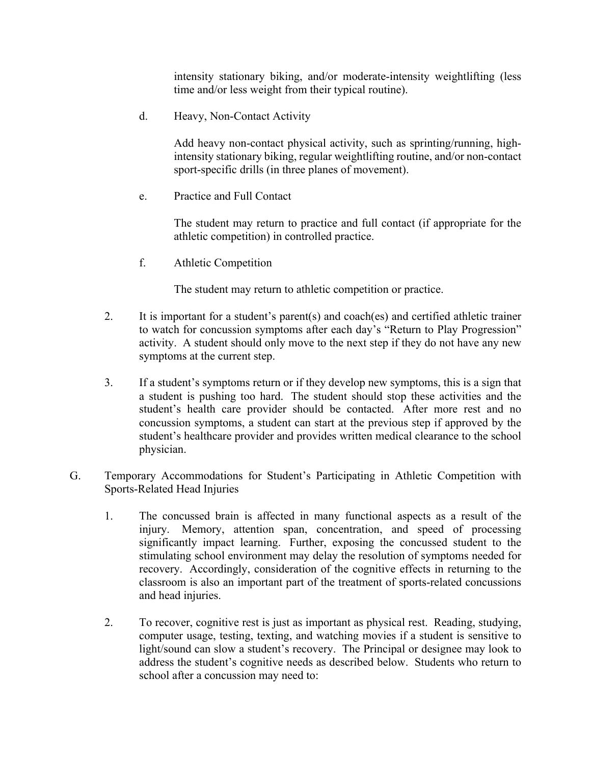intensity stationary biking, and/or moderate-intensity weightlifting (less time and/or less weight from their typical routine).

d. Heavy, Non-Contact Activity

Add heavy non-contact physical activity, such as sprinting/running, high-intensity stationary biking, regular weightlifting routine, and/or non-contact sport-specific drills (in three planes of movement).

e. Practice and Full Contact

The student may return to practice and full contact (if appropriate for the athletic competition) in controlled practice.

f. Athletic Competition

The student may return to athletic competition or practice.

2. It is important for a student's parent(s) and coach(es) and certified athletic trainer to watch for concussion symptoms after each day's "Return to Play Progression" activity. A student should only move to the next step if they do not have any new symptoms at the current step.

3. If a student's symptoms return or if they develop new symptoms, this is a sign that a student is pushing too hard. The student should stop these activities and the student's health care provider should be contacted. After more rest and no concussion symptoms, a student can start at the previous step if approved by the student's healthcare provider and provides written medical clearance to the school physician.

G. Temporary Accommodations for Student's Participating in Athletic Competition with Sports-Related Head Injuries

1. The concussed brain is affected in many functional aspects as a result of the injury. Memory, attention span, concentration, and speed of processing significantly impact learning. Further, exposing the concussed student to the stimulating school environment may delay the resolution of symptoms needed for recovery. Accordingly, consideration of the cognitive effects in returning to the classroom is also an important part of the treatment of sports-related concussions and head injuries.

2. To recover, cognitive rest is just as important as physical rest. Reading, studying, computer usage, testing, texting, and watching movies if a student is sensitive to light/sound can slow a student's recovery. The Principal or designee may look to address the student's cognitive needs as described below. Students who return to school after a concussion may need to: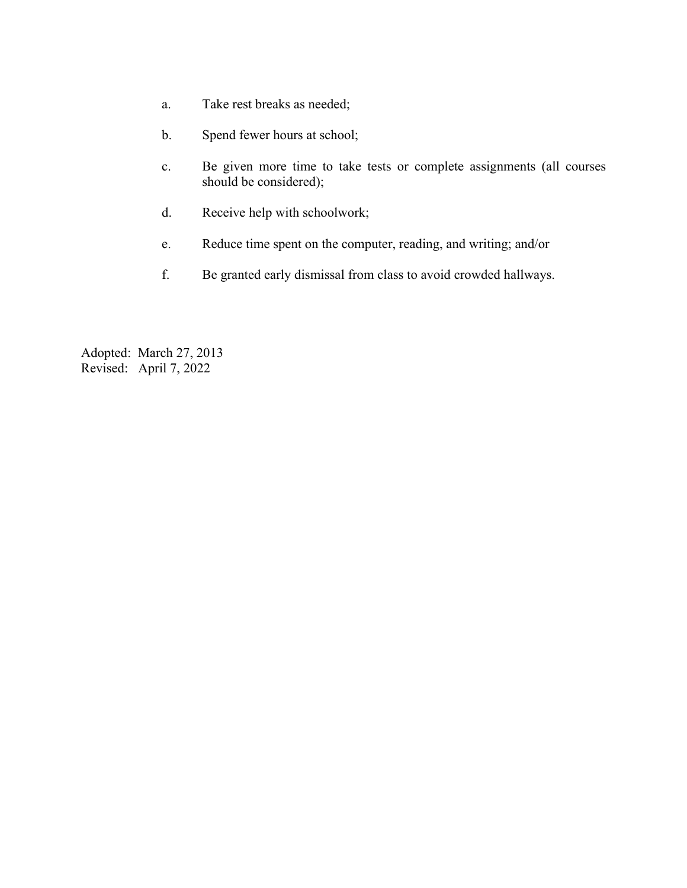a. Take rest breaks as needed;

b. Spend fewer hours at school;

c. Be given more time to take tests or complete assignments (all courses should be considered);

d. Receive help with schoolwork;

e. Reduce time spent on the computer, reading, and writing; and/or

f. Be granted early dismissal from class to avoid crowded hallways.

Adopted: March 27, 2013
Revised: April 7, 2022